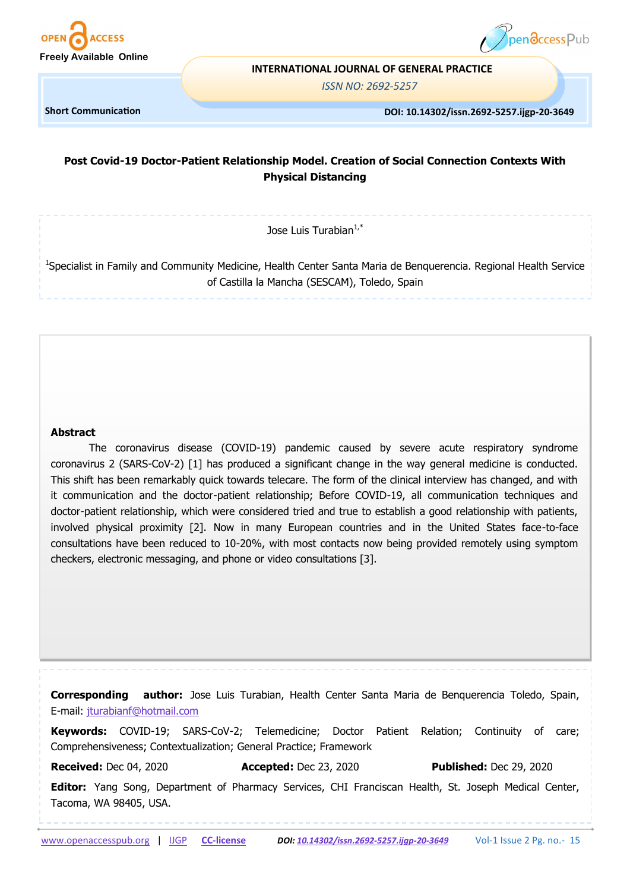Short Communication

# Post Covid-19 Doctor-Patient Relationship Model. Creation of Social Connection Contexts With Physical Distancing

Jose Luis Turabian[1,*]

[1]Specialist in Family and Community Medicine, Health Center Santa Maria de Benquerencia. Regional Health Service of Castilla la Mancha (SESCAM), Toledo, Spain

## Abstract

The coronavirus disease (COVID-19) pandemic caused by severe acute respiratory syndrome coronavirus 2 (SARS-CoV-2) [1] has produced a significant change in the way general medicine is conducted. This shift has been remarkably quick towards telecare. The form of the clinical interview has changed, and with it communication and the doctor-patient relationship; Before COVID-19, all communication techniques and doctor-patient relationship, which were considered tried and true to establish a good relationship with patients, involved physical proximity [2]. Now in many European countries and in the United States face-to-face consultations have been reduced to 10-20%, with most contacts now being provided remotely using symptom checkers, electronic messaging, and phone or video consultations [3].

**Corresponding author:** Jose Luis Turabian, Health Center Santa Maria de Benquerencia Toledo, Spain, E-mail: jturabianf@hotmail.com

**Keywords:** COVID-19; SARS-CoV-2; Telemedicine; Doctor Patient Relation; Continuity of care; Comprehensiveness; Contextualization; General Practice; Framework

**Received:** Dec 04, 2020 **Accepted:** Dec 23, 2020 **Published:** Dec 29, 2020

**Editor:** Yang Song, Department of Pharmacy Services, CHI Franciscan Health, St. Joseph Medical Center, Tacoma, WA 98405, USA.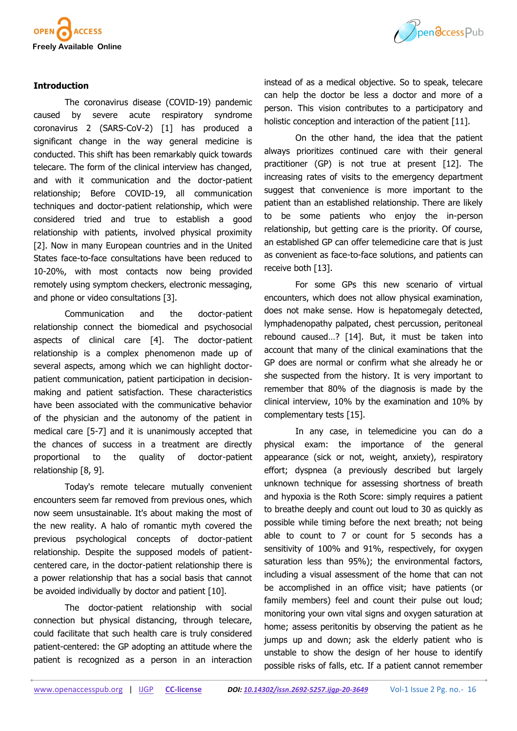## Introduction

The coronavirus disease (COVID-19) pandemic caused by severe acute respiratory syndrome coronavirus 2 (SARS-CoV-2) [1] has produced a significant change in the way general medicine is conducted. This shift has been remarkably quick towards telecare. The form of the clinical interview has changed, and with it communication and the doctor-patient relationship; Before COVID-19, all communication techniques and doctor-patient relationship, which were considered tried and true to establish a good relationship with patients, involved physical proximity [2]. Now in many European countries and in the United States face-to-face consultations have been reduced to 10-20%, with most contacts now being provided remotely using symptom checkers, electronic messaging, and phone or video consultations [3].

Communication and the doctor-patient relationship connect the biomedical and psychosocial aspects of clinical care [4]. The doctor-patient relationship is a complex phenomenon made up of several aspects, among which we can highlight doctor-patient communication, patient participation in decision-making and patient satisfaction. These characteristics have been associated with the communicative behavior of the physician and the autonomy of the patient in medical care [5-7] and it is unanimously accepted that the chances of success in a treatment are directly proportional to the quality of doctor-patient relationship [8, 9].

Today's remote telecare mutually convenient encounters seem far removed from previous ones, which now seem unsustainable. It's about making the most of the new reality. A halo of romantic myth covered the previous psychological concepts of doctor-patient relationship. Despite the supposed models of patient-centered care, in the doctor-patient relationship there is a power relationship that has a social basis that cannot be avoided individually by doctor and patient [10].

The doctor-patient relationship with social connection but physical distancing, through telecare, could facilitate that such health care is truly considered patient-centered: the GP adopting an attitude where the patient is recognized as a person in an interaction instead of as a medical objective. So to speak, telecare can help the doctor be less a doctor and more of a person. This vision contributes to a participatory and holistic conception and interaction of the patient [11].

On the other hand, the idea that the patient always prioritizes continued care with their general practitioner (GP) is not true at present [12]. The increasing rates of visits to the emergency department suggest that convenience is more important to the patient than an established relationship. There are likely to be some patients who enjoy the in-person relationship, but getting care is the priority. Of course, an established GP can offer telemedicine care that is just as convenient as face-to-face solutions, and patients can receive both [13].

For some GPs this new scenario of virtual encounters, which does not allow physical examination, does not make sense. How is hepatomegaly detected, lymphadenopathy palpated, chest percussion, peritoneal rebound caused…? [14]. But, it must be taken into account that many of the clinical examinations that the GP does are normal or confirm what she already he or she suspected from the history. It is very important to remember that 80% of the diagnosis is made by the clinical interview, 10% by the examination and 10% by complementary tests [15].

In any case, in telemedicine you can do a physical exam: the importance of the general appearance (sick or not, weight, anxiety), respiratory effort; dyspnea (a previously described but largely unknown technique for assessing shortness of breath and hypoxia is the Roth Score: simply requires a patient to breathe deeply and count out loud to 30 as quickly as possible while timing before the next breath; not being able to count to 7 or count for 5 seconds has a sensitivity of 100% and 91%, respectively, for oxygen saturation less than 95%); the environmental factors, including a visual assessment of the home that can not be accomplished in an office visit; have patients (or family members) feel and count their pulse out loud; monitoring your own vital signs and oxygen saturation at home; assess peritonitis by observing the patient as he jumps up and down; ask the elderly patient who is unstable to show the design of her house to identify possible risks of falls, etc. If a patient cannot remember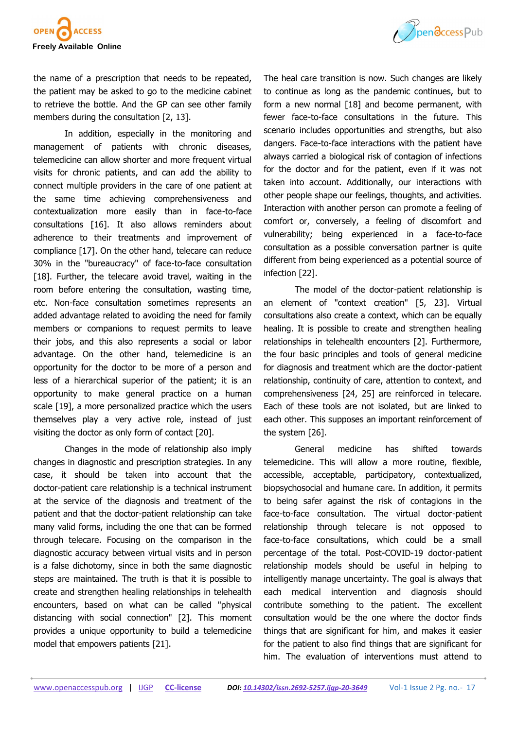the name of a prescription that needs to be repeated, the patient may be asked to go to the medicine cabinet to retrieve the bottle. And the GP can see other family members during the consultation [2, 13].

In addition, especially in the monitoring and management of patients with chronic diseases, telemedicine can allow shorter and more frequent virtual visits for chronic patients, and can add the ability to connect multiple providers in the care of one patient at the same time achieving comprehensiveness and contextualization more easily than in face-to-face consultations [16]. It also allows reminders about adherence to their treatments and improvement of compliance [17]. On the other hand, telecare can reduce 30% in the "bureaucracy" of face-to-face consultation [18]. Further, the telecare avoid travel, waiting in the room before entering the consultation, wasting time, etc. Non-face consultation sometimes represents an added advantage related to avoiding the need for family members or companions to request permits to leave their jobs, and this also represents a social or labor advantage. On the other hand, telemedicine is an opportunity for the doctor to be more of a person and less of a hierarchical superior of the patient; it is an opportunity to make general practice on a human scale [19], a more personalized practice which the users themselves play a very active role, instead of just visiting the doctor as only form of contact [20].

Changes in the mode of relationship also imply changes in diagnostic and prescription strategies. In any case, it should be taken into account that the doctor-patient care relationship is a technical instrument at the service of the diagnosis and treatment of the patient and that the doctor-patient relationship can take many valid forms, including the one that can be formed through telecare. Focusing on the comparison in the diagnostic accuracy between virtual visits and in person is a false dichotomy, since in both the same diagnostic steps are maintained. The truth is that it is possible to create and strengthen healing relationships in telehealth encounters, based on what can be called "physical distancing with social connection" [2]. This moment provides a unique opportunity to build a telemedicine model that empowers patients [21].

The heal care transition is now. Such changes are likely to continue as long as the pandemic continues, but to form a new normal [18] and become permanent, with fewer face-to-face consultations in the future. This scenario includes opportunities and strengths, but also dangers. Face-to-face interactions with the patient have always carried a biological risk of contagion of infections for the doctor and for the patient, even if it was not taken into account. Additionally, our interactions with other people shape our feelings, thoughts, and activities. Interaction with another person can promote a feeling of comfort or, conversely, a feeling of discomfort and vulnerability; being experienced in a face-to-face consultation as a possible conversation partner is quite different from being experienced as a potential source of infection [22].

The model of the doctor-patient relationship is an element of "context creation" [5, 23]. Virtual consultations also create a context, which can be equally healing. It is possible to create and strengthen healing relationships in telehealth encounters [2]. Furthermore, the four basic principles and tools of general medicine for diagnosis and treatment which are the doctor-patient relationship, continuity of care, attention to context, and comprehensiveness [24, 25] are reinforced in telecare. Each of these tools are not isolated, but are linked to each other. This supposes an important reinforcement of the system [26].

General medicine has shifted towards telemedicine. This will allow a more routine, flexible, accessible, acceptable, participatory, contextualized, biopsychosocial and humane care. In addition, it permits to being safer against the risk of contagions in the face-to-face consultation. The virtual doctor-patient relationship through telecare is not opposed to face-to-face consultations, which could be a small percentage of the total. Post-COVID-19 doctor-patient relationship models should be useful in helping to intelligently manage uncertainty. The goal is always that each medical intervention and diagnosis should contribute something to the patient. The excellent consultation would be the one where the doctor finds things that are significant for him, and makes it easier for the patient to also find things that are significant for him. The evaluation of interventions must attend to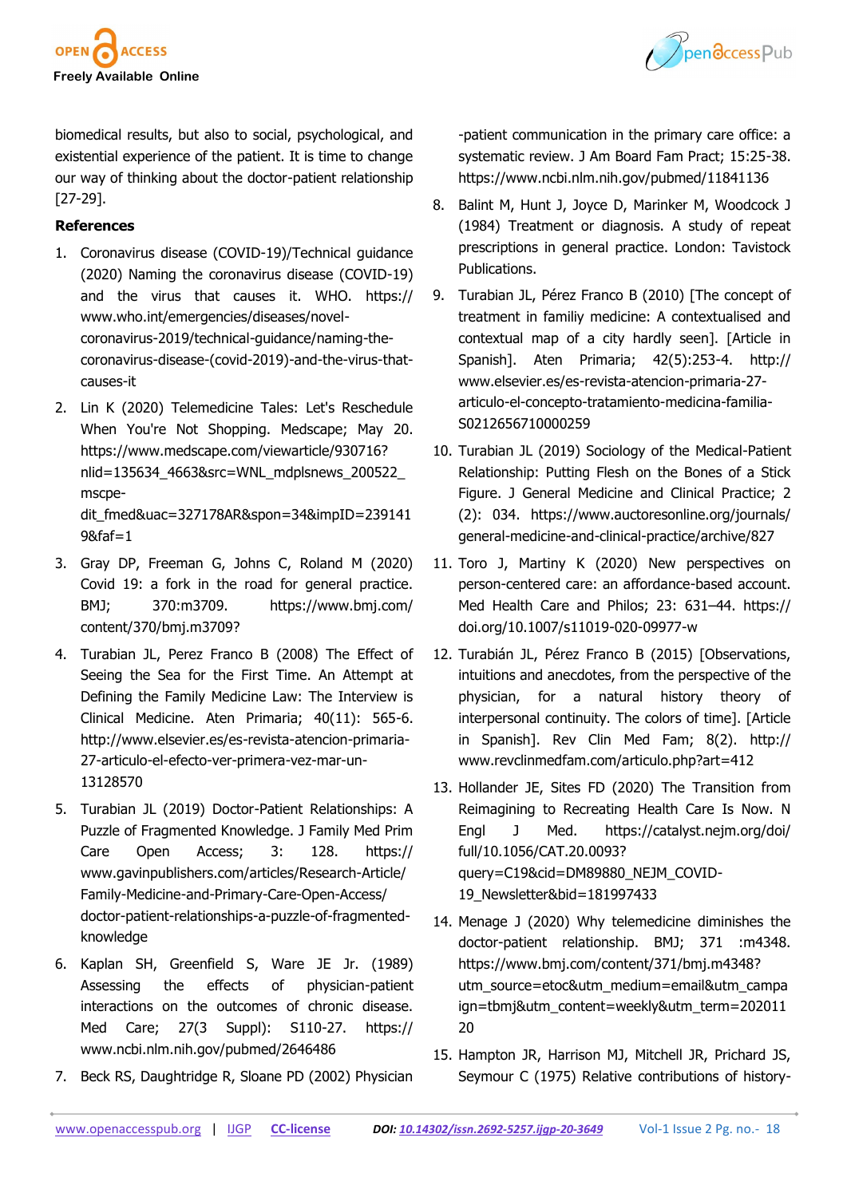biomedical results, but also to social, psychological, and existential experience of the patient. It is time to change our way of thinking about the doctor-patient relationship [27-29].

## References

1. Coronavirus disease (COVID-19)/Technical guidance (2020) Naming the coronavirus disease (COVID-19) and the virus that causes it. WHO. https://www.who.int/emergencies/diseases/novel-coronavirus-2019/technical-guidance/naming-the-coronavirus-disease-(covid-2019)-and-the-virus-that-causes-it
2. Lin K (2020) Telemedicine Tales: Let's Reschedule When You're Not Shopping. Medscape; May 20. https://www.medscape.com/viewarticle/930716?nlid=135634_4663&src=WNL_mdplsnews_200522_mscpe-dit_fmed&uac=327178AR&spon=34&impID=2391419&faf=1
3. Gray DP, Freeman G, Johns C, Roland M (2020) Covid 19: a fork in the road for general practice. BMJ; 370:m3709. https://www.bmj.com/content/370/bmj.m3709?
4. Turabian JL, Perez Franco B (2008) The Effect of Seeing the Sea for the First Time. An Attempt at Defining the Family Medicine Law: The Interview is Clinical Medicine. Aten Primaria; 40(11): 565-6. http://www.elsevier.es/es-revista-atencion-primaria-27-articulo-el-efecto-ver-primera-vez-mar-un-13128570
5. Turabian JL (2019) Doctor-Patient Relationships: A Puzzle of Fragmented Knowledge. J Family Med Prim Care Open Access; 3: 128. https://www.gavinpublishers.com/articles/Research-Article/Family-Medicine-and-Primary-Care-Open-Access/doctor-patient-relationships-a-puzzle-of-fragmented-knowledge
6. Kaplan SH, Greenfield S, Ware JE Jr. (1989) Assessing the effects of physician-patient interactions on the outcomes of chronic disease. Med Care; 27(3 Suppl): S110-27. https://www.ncbi.nlm.nih.gov/pubmed/2646486
7. Beck RS, Daughtridge R, Sloane PD (2002) Physician-patient communication in the primary care office: a systematic review. J Am Board Fam Pract; 15:25-38. https://www.ncbi.nlm.nih.gov/pubmed/11841136
8. Balint M, Hunt J, Joyce D, Marinker M, Woodcock J (1984) Treatment or diagnosis. A study of repeat prescriptions in general practice. London: Tavistock Publications.
9. Turabian JL, Pérez Franco B (2010) [The concept of treatment in familiy medicine: A contextualised and contextual map of a city hardly seen]. [Article in Spanish]. Aten Primaria; 42(5):253-4. http://www.elsevier.es/es-revista-atencion-primaria-27-articulo-el-concepto-tratamiento-medicina-familia-S0212656710000259
10. Turabian JL (2019) Sociology of the Medical-Patient Relationship: Putting Flesh on the Bones of a Stick Figure. J General Medicine and Clinical Practice; 2 (2): 034. https://www.auctoresonline.org/journals/general-medicine-and-clinical-practice/archive/827
11. Toro J, Martiny K (2020) New perspectives on person-centered care: an affordance-based account. Med Health Care and Philos; 23: 631–44. https://doi.org/10.1007/s11019-020-09977-w
12. Turabián JL, Pérez Franco B (2015) [Observations, intuitions and anecdotes, from the perspective of the physician, for a natural history theory of interpersonal continuity. The colors of time]. [Article in Spanish]. Rev Clin Med Fam; 8(2). http://www.revclinmedfam.com/articulo.php?art=412
13. Hollander JE, Sites FD (2020) The Transition from Reimagining to Recreating Health Care Is Now. N Engl J Med. https://catalyst.nejm.org/doi/full/10.1056/CAT.20.0093?query=C19&cid=DM89880_NEJM_COVID-19_Newsletter&bid=181997433
14. Menage J (2020) Why telemedicine diminishes the doctor-patient relationship. BMJ; 371 :m4348. https://www.bmj.com/content/371/bmj.m4348?utm_source=etoc&utm_medium=email&utm_campaign=tbmj&utm_content=weekly&utm_term=20201120
15. Hampton JR, Harrison MJ, Mitchell JR, Prichard JS, Seymour C (1975) Relative contributions of history-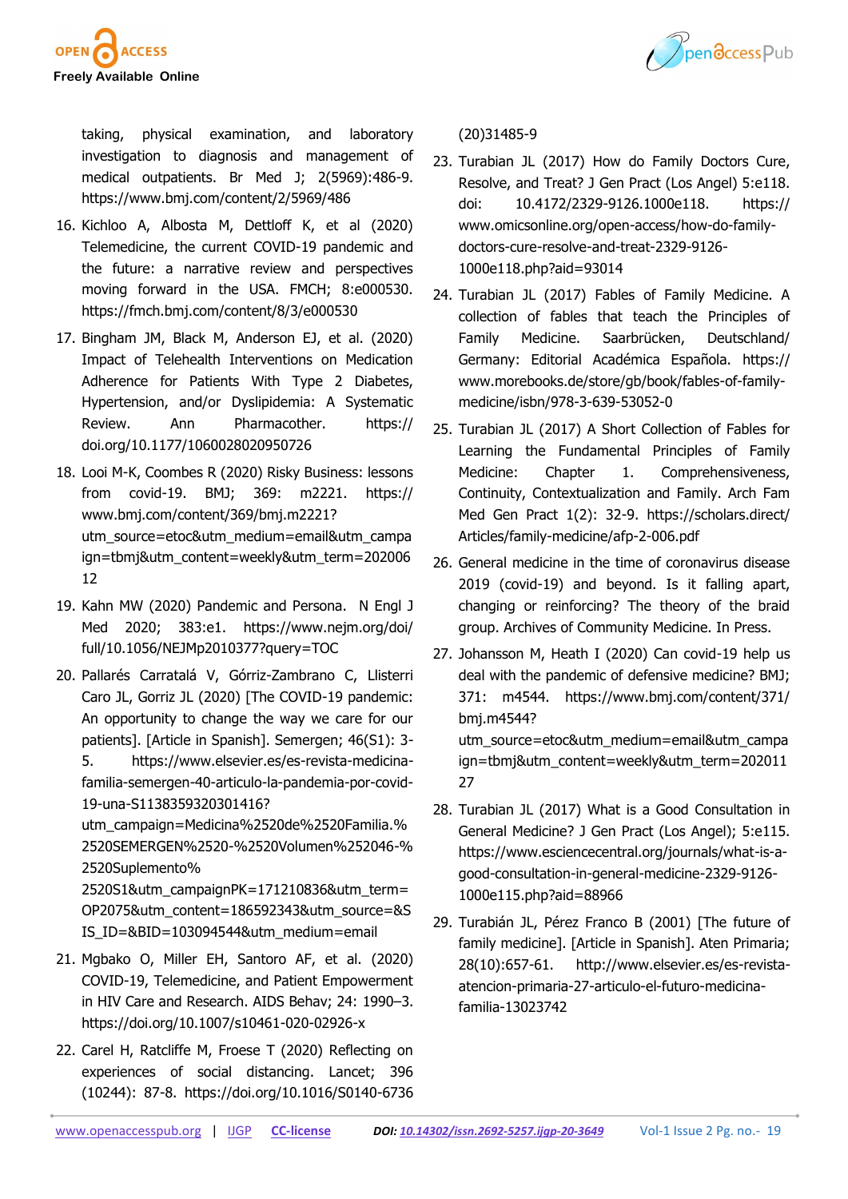taking, physical examination, and laboratory investigation to diagnosis and management of medical outpatients. Br Med J; 2(5969):486-9. https://www.bmj.com/content/2/5969/486

16. Kichloo A, Albosta M, Dettloff K, et al (2020) Telemedicine, the current COVID-19 pandemic and the future: a narrative review and perspectives moving forward in the USA. FMCH; 8:e000530. https://fmch.bmj.com/content/8/3/e000530
17. Bingham JM, Black M, Anderson EJ, et al. (2020) Impact of Telehealth Interventions on Medication Adherence for Patients With Type 2 Diabetes, Hypertension, and/or Dyslipidemia: A Systematic Review. Ann Pharmacother. https://doi.org/10.1177/1060028020950726
18. Looi M-K, Coombes R (2020) Risky Business: lessons from covid-19. BMJ; 369: m2221. https://www.bmj.com/content/369/bmj.m2221?utm_source=etoc&utm_medium=email&utm_campaign=tbmj&utm_content=weekly&utm_term=20200612
19. Kahn MW (2020) Pandemic and Persona. N Engl J Med 2020; 383:e1. https://www.nejm.org/doi/full/10.1056/NEJMp2010377?query=TOC
20. Pallarés Carratalá V, Górriz-Zambrano C, Llisterri Caro JL, Gorriz JL (2020) [The COVID-19 pandemic: An opportunity to change the way we care for our patients]. [Article in Spanish]. Semergen; 46(S1): 3-5. https://www.elsevier.es/es-revista-medicina-familia-semergen-40-articulo-la-pandemia-por-covid-19-una-S1138359320301416?utm_campaign=Medicina%2520de%2520Familia.%2520SEMERGEN%2520-%2520Volumen%252046-%2520Suplemento%2520S1&utm_campaignPK=171210836&utm_term=OP2075&utm_content=186592343&utm_source=&SIS_ID=&BID=103094544&utm_medium=email
21. Mgbako O, Miller EH, Santoro AF, et al. (2020) COVID-19, Telemedicine, and Patient Empowerment in HIV Care and Research. AIDS Behav; 24: 1990–3. https://doi.org/10.1007/s10461-020-02926-x
22. Carel H, Ratcliffe M, Froese T (2020) Reflecting on experiences of social distancing. Lancet; 396 (10244): 87-8. https://doi.org/10.1016/S0140-6736(20)31485-9
23. Turabian JL (2017) How do Family Doctors Cure, Resolve, and Treat? J Gen Pract (Los Angel) 5:e118. doi: 10.4172/2329-9126.1000e118. https://www.omicsonline.org/open-access/how-do-family-doctors-cure-resolve-and-treat-2329-9126-1000e118.php?aid=93014
24. Turabian JL (2017) Fables of Family Medicine. A collection of fables that teach the Principles of Family Medicine. Saarbrücken, Deutschland/Germany: Editorial Académica Española. https://www.morebooks.de/store/gb/book/fables-of-family-medicine/isbn/978-3-639-53052-0
25. Turabian JL (2017) A Short Collection of Fables for Learning the Fundamental Principles of Family Medicine: Chapter 1. Comprehensiveness, Continuity, Contextualization and Family. Arch Fam Med Gen Pract 1(2): 32-9. https://scholars.direct/Articles/family-medicine/afp-2-006.pdf
26. General medicine in the time of coronavirus disease 2019 (covid-19) and beyond. Is it falling apart, changing or reinforcing? The theory of the braid group. Archives of Community Medicine. In Press.
27. Johansson M, Heath I (2020) Can covid-19 help us deal with the pandemic of defensive medicine? BMJ; 371: m4544. https://www.bmj.com/content/371/bmj.m4544?utm_source=etoc&utm_medium=email&utm_campaign=tbmj&utm_content=weekly&utm_term=20201127
28. Turabian JL (2017) What is a Good Consultation in General Medicine? J Gen Pract (Los Angel); 5:e115. https://www.esciencecentral.org/journals/what-is-a-good-consultation-in-general-medicine-2329-9126-1000e115.php?aid=88966
29. Turabián JL, Pérez Franco B (2001) [The future of family medicine]. [Article in Spanish]. Aten Primaria; 28(10):657-61. http://www.elsevier.es/es-revista-atencion-primaria-27-articulo-el-futuro-medicina-familia-13023742